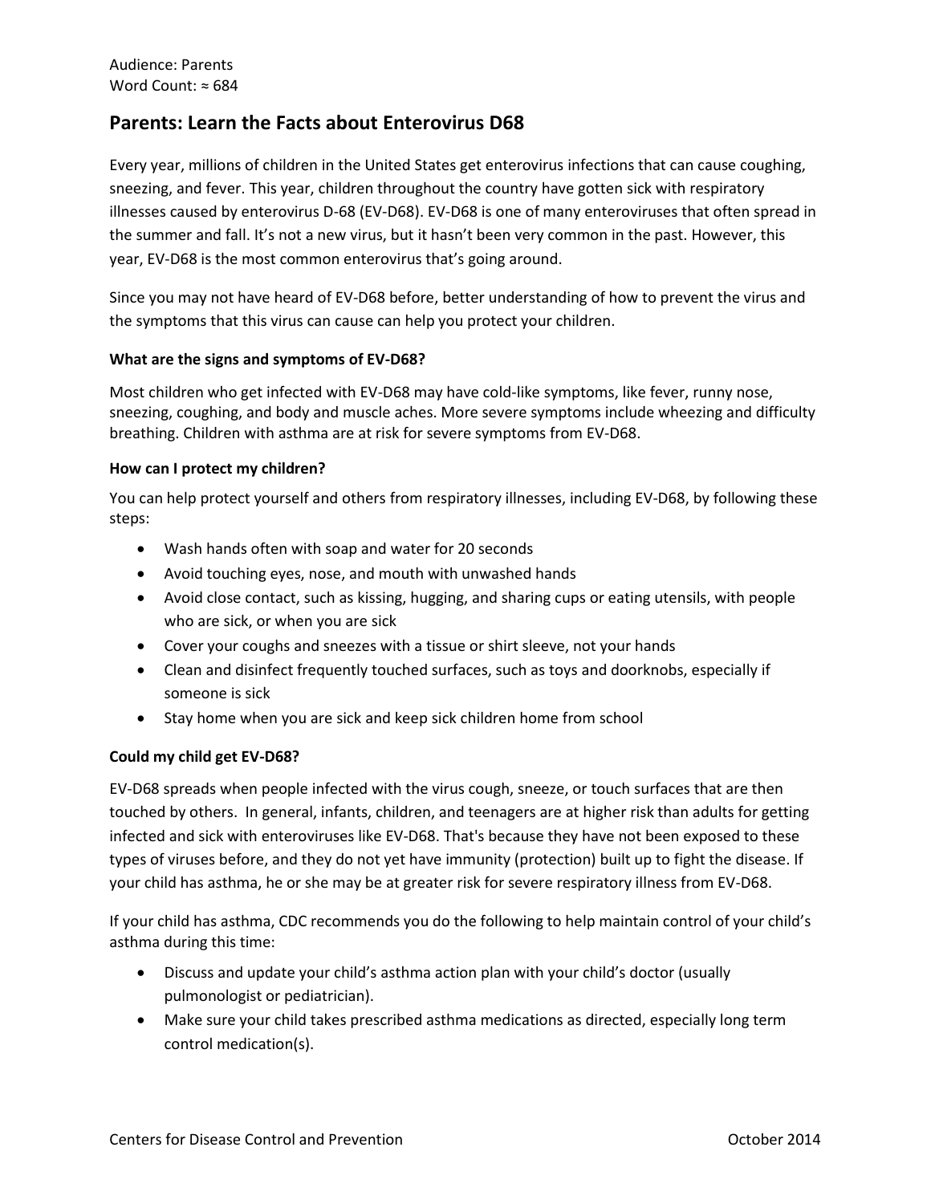Audience: Parents
Word Count: ≈ 684

## Parents: Learn the Facts about Enterovirus D68

Every year, millions of children in the United States get enterovirus infections that can cause coughing, sneezing, and fever. This year, children throughout the country have gotten sick with respiratory illnesses caused by enterovirus D-68 (EV-D68). EV-D68 is one of many enteroviruses that often spread in the summer and fall. It's not a new virus, but it hasn't been very common in the past. However, this year, EV-D68 is the most common enterovirus that's going around.

Since you may not have heard of EV-D68 before, better understanding of how to prevent the virus and the symptoms that this virus can cause can help you protect your children.

**What are the signs and symptoms of EV-D68?**

Most children who get infected with EV-D68 may have cold-like symptoms, like fever, runny nose, sneezing, coughing, and body and muscle aches. More severe symptoms include wheezing and difficulty breathing. Children with asthma are at risk for severe symptoms from EV-D68.

**How can I protect my children?**

You can help protect yourself and others from respiratory illnesses, including EV-D68, by following these steps:

- Wash hands often with soap and water for 20 seconds
- Avoid touching eyes, nose, and mouth with unwashed hands
- Avoid close contact, such as kissing, hugging, and sharing cups or eating utensils, with people who are sick, or when you are sick
- Cover your coughs and sneezes with a tissue or shirt sleeve, not your hands
- Clean and disinfect frequently touched surfaces, such as toys and doorknobs, especially if someone is sick
- Stay home when you are sick and keep sick children home from school

**Could my child get EV-D68?**

EV-D68 spreads when people infected with the virus cough, sneeze, or touch surfaces that are then touched by others. In general, infants, children, and teenagers are at higher risk than adults for getting infected and sick with enteroviruses like EV-D68. That's because they have not been exposed to these types of viruses before, and they do not yet have immunity (protection) built up to fight the disease. If your child has asthma, he or she may be at greater risk for severe respiratory illness from EV-D68.

If your child has asthma, CDC recommends you do the following to help maintain control of your child's asthma during this time:

- Discuss and update your child's asthma action plan with your child's doctor (usually pulmonologist or pediatrician).
- Make sure your child takes prescribed asthma medications as directed, especially long term control medication(s).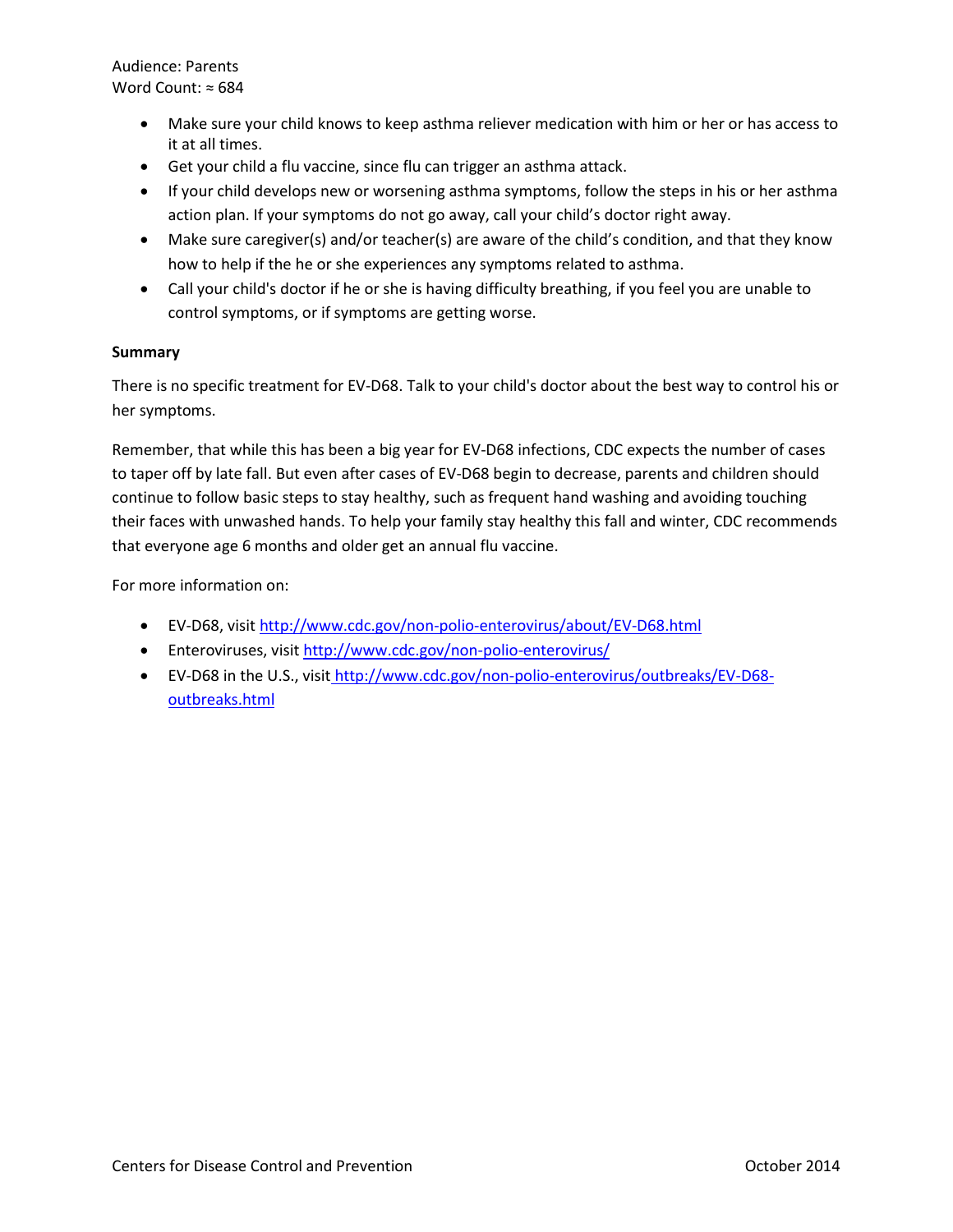Audience: Parents
Word Count: ≈ 684

- Make sure your child knows to keep asthma reliever medication with him or her or has access to it at all times.
- Get your child a flu vaccine, since flu can trigger an asthma attack.
- If your child develops new or worsening asthma symptoms, follow the steps in his or her asthma action plan. If your symptoms do not go away, call your child's doctor right away.
- Make sure caregiver(s) and/or teacher(s) are aware of the child's condition, and that they know how to help if the he or she experiences any symptoms related to asthma.
- Call your child's doctor if he or she is having difficulty breathing, if you feel you are unable to control symptoms, or if symptoms are getting worse.

**Summary**

There is no specific treatment for EV-D68. Talk to your child's doctor about the best way to control his or her symptoms.

Remember, that while this has been a big year for EV-D68 infections, CDC expects the number of cases to taper off by late fall. But even after cases of EV-D68 begin to decrease, parents and children should continue to follow basic steps to stay healthy, such as frequent hand washing and avoiding touching their faces with unwashed hands. To help your family stay healthy this fall and winter, CDC recommends that everyone age 6 months and older get an annual flu vaccine.

For more information on:

- EV-D68, visit http://www.cdc.gov/non-polio-enterovirus/about/EV-D68.html
- Enteroviruses, visit http://www.cdc.gov/non-polio-enterovirus/
- EV-D68 in the U.S., visit http://www.cdc.gov/non-polio-enterovirus/outbreaks/EV-D68-outbreaks.html

Centers for Disease Control and Prevention October 2014